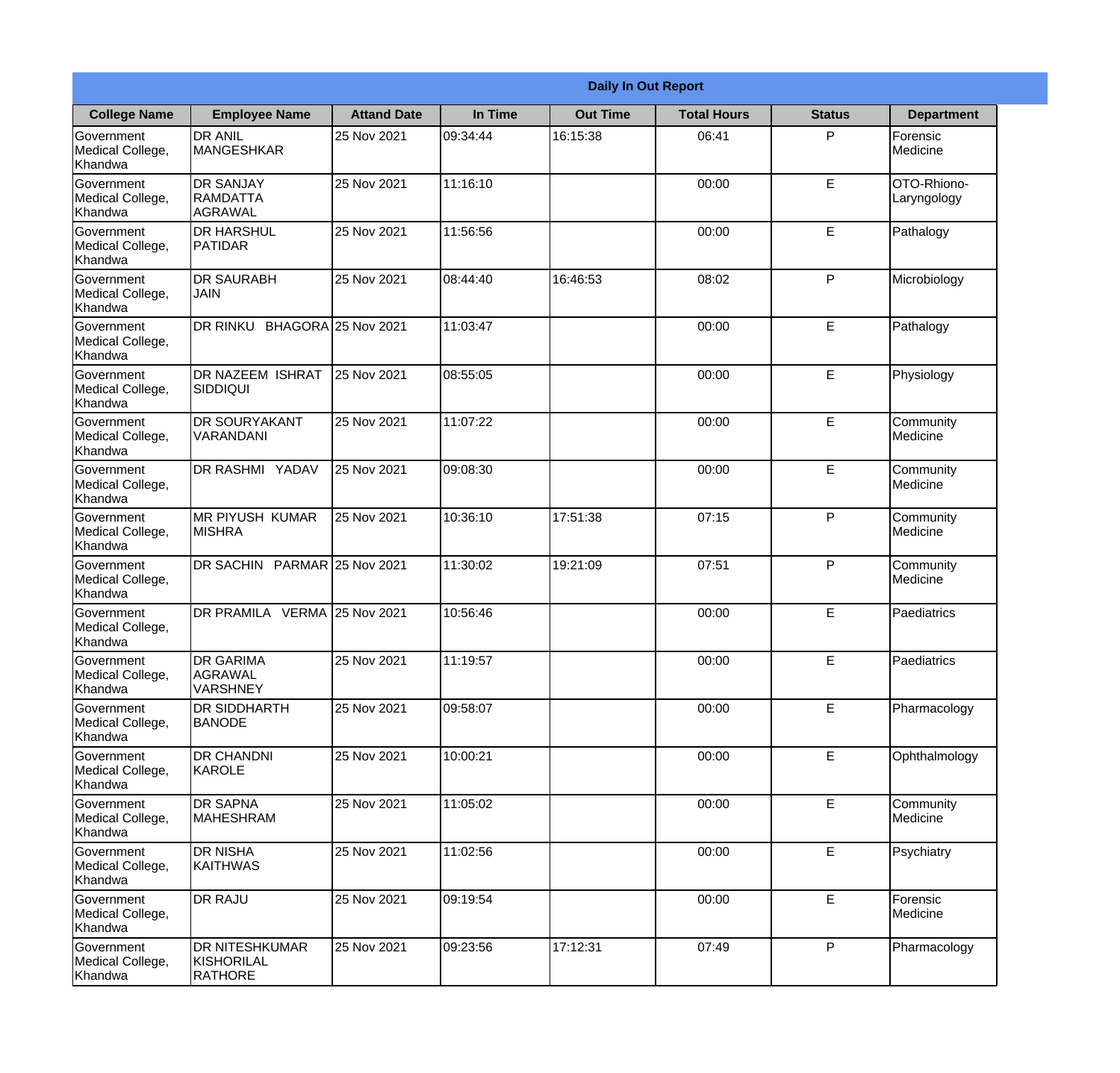| Daily In Out Report | | | | | | | |
|---|---|---|---|---|---|---|---|
| **College Name** | **Employee Name** | **Attand Date** | **In Time** | **Out Time** | **Total Hours** | **Status** | **Department** |
| Government Medical College, Khandwa | DR ANIL MANGESHKAR | 25 Nov 2021 | 09:34:44 | 16:15:38 | 06:41 | P | Forensic Medicine |
| Government Medical College, Khandwa | DR SANJAY RAMDATTA AGRAWAL | 25 Nov 2021 | 11:16:10 | | 00:00 | E | OTO-Rhiono-Laryngology |
| Government Medical College, Khandwa | DR HARSHUL PATIDAR | 25 Nov 2021 | 11:56:56 | | 00:00 | E | Pathalogy |
| Government Medical College, Khandwa | DR SAURABH JAIN | 25 Nov 2021 | 08:44:40 | 16:46:53 | 08:02 | P | Microbiology |
| Government Medical College, Khandwa | DR RINKU BHAGORA | 25 Nov 2021 | 11:03:47 | | 00:00 | E | Pathalogy |
| Government Medical College, Khandwa | DR NAZEEM ISHRAT SIDDIQUI | 25 Nov 2021 | 08:55:05 | | 00:00 | E | Physiology |
| Government Medical College, Khandwa | DR SOURYAKANT VARANDANI | 25 Nov 2021 | 11:07:22 | | 00:00 | E | Community Medicine |
| Government Medical College, Khandwa | DR RASHMI YADAV | 25 Nov 2021 | 09:08:30 | | 00:00 | E | Community Medicine |
| Government Medical College, Khandwa | MR PIYUSH KUMAR MISHRA | 25 Nov 2021 | 10:36:10 | 17:51:38 | 07:15 | P | Community Medicine |
| Government Medical College, Khandwa | DR SACHIN PARMAR | 25 Nov 2021 | 11:30:02 | 19:21:09 | 07:51 | P | Community Medicine |
| Government Medical College, Khandwa | DR PRAMILA VERMA | 25 Nov 2021 | 10:56:46 | | 00:00 | E | Paediatrics |
| Government Medical College, Khandwa | DR GARIMA AGRAWAL VARSHNEY | 25 Nov 2021 | 11:19:57 | | 00:00 | E | Paediatrics |
| Government Medical College, Khandwa | DR SIDDHARTH BANODE | 25 Nov 2021 | 09:58:07 | | 00:00 | E | Pharmacology |
| Government Medical College, Khandwa | DR CHANDNI KAROLE | 25 Nov 2021 | 10:00:21 | | 00:00 | E | Ophthalmology |
| Government Medical College, Khandwa | DR SAPNA MAHESHRAM | 25 Nov 2021 | 11:05:02 | | 00:00 | E | Community Medicine |
| Government Medical College, Khandwa | DR NISHA KAITHWAS | 25 Nov 2021 | 11:02:56 | | 00:00 | E | Psychiatry |
| Government Medical College, Khandwa | DR RAJU | 25 Nov 2021 | 09:19:54 | | 00:00 | E | Forensic Medicine |
| Government Medical College, Khandwa | DR NITESHKUMAR KISHORILAL RATHORE | 25 Nov 2021 | 09:23:56 | 17:12:31 | 07:49 | P | Pharmacology |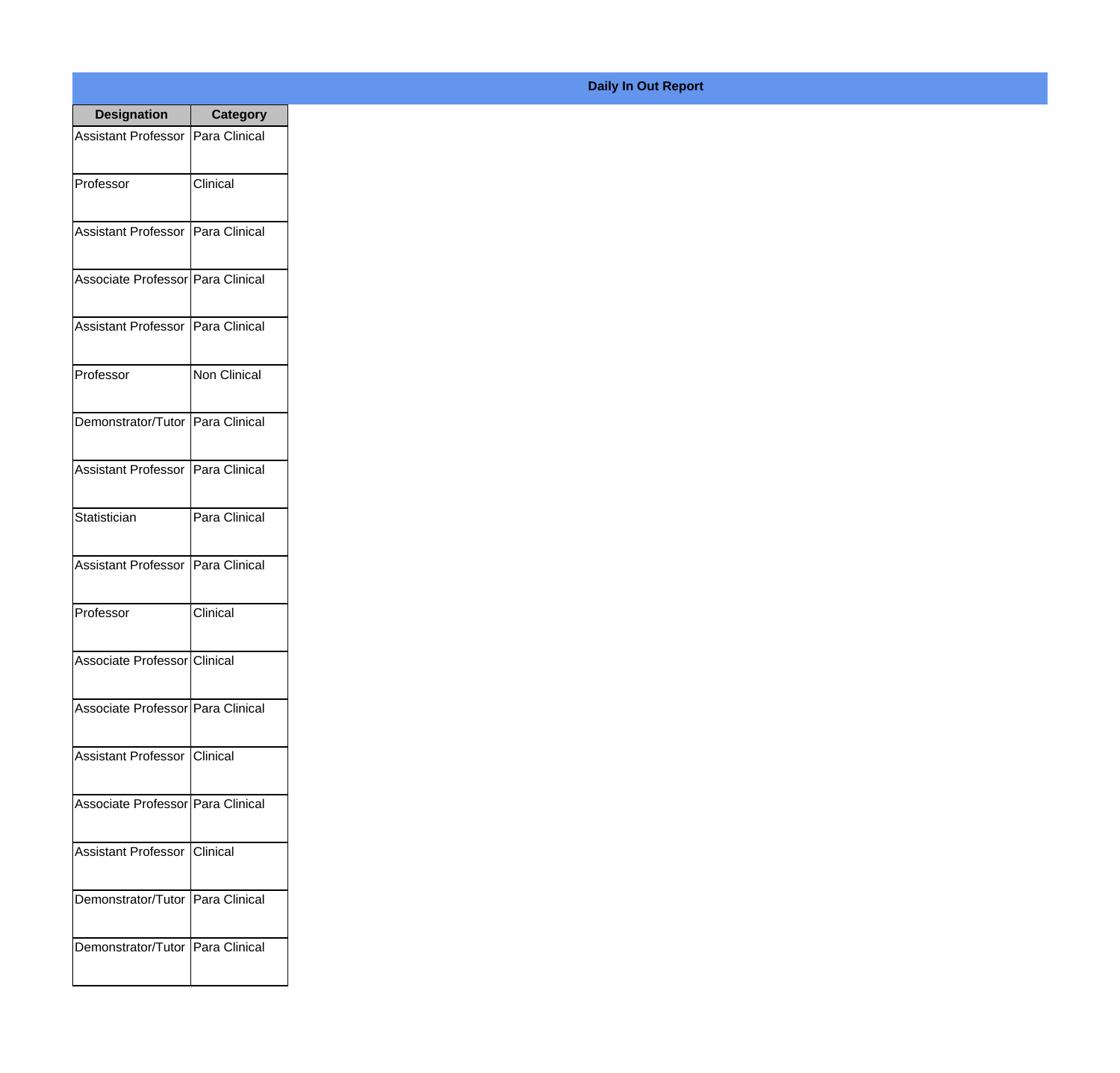## Daily In Out Report

| Designation | Category |
| --- | --- |
| Assistant Professor | Para Clinical |
| Professor | Clinical |
| Assistant Professor | Para Clinical |
| Associate Professor | Para Clinical |
| Assistant Professor | Para Clinical |
| Professor | Non Clinical |
| Demonstrator/Tutor | Para Clinical |
| Assistant Professor | Para Clinical |
| Statistician | Para Clinical |
| Assistant Professor | Para Clinical |
| Professor | Clinical |
| Associate Professor | Clinical |
| Associate Professor | Para Clinical |
| Assistant Professor | Clinical |
| Associate Professor | Para Clinical |
| Assistant Professor | Clinical |
| Demonstrator/Tutor | Para Clinical |
| Demonstrator/Tutor | Para Clinical |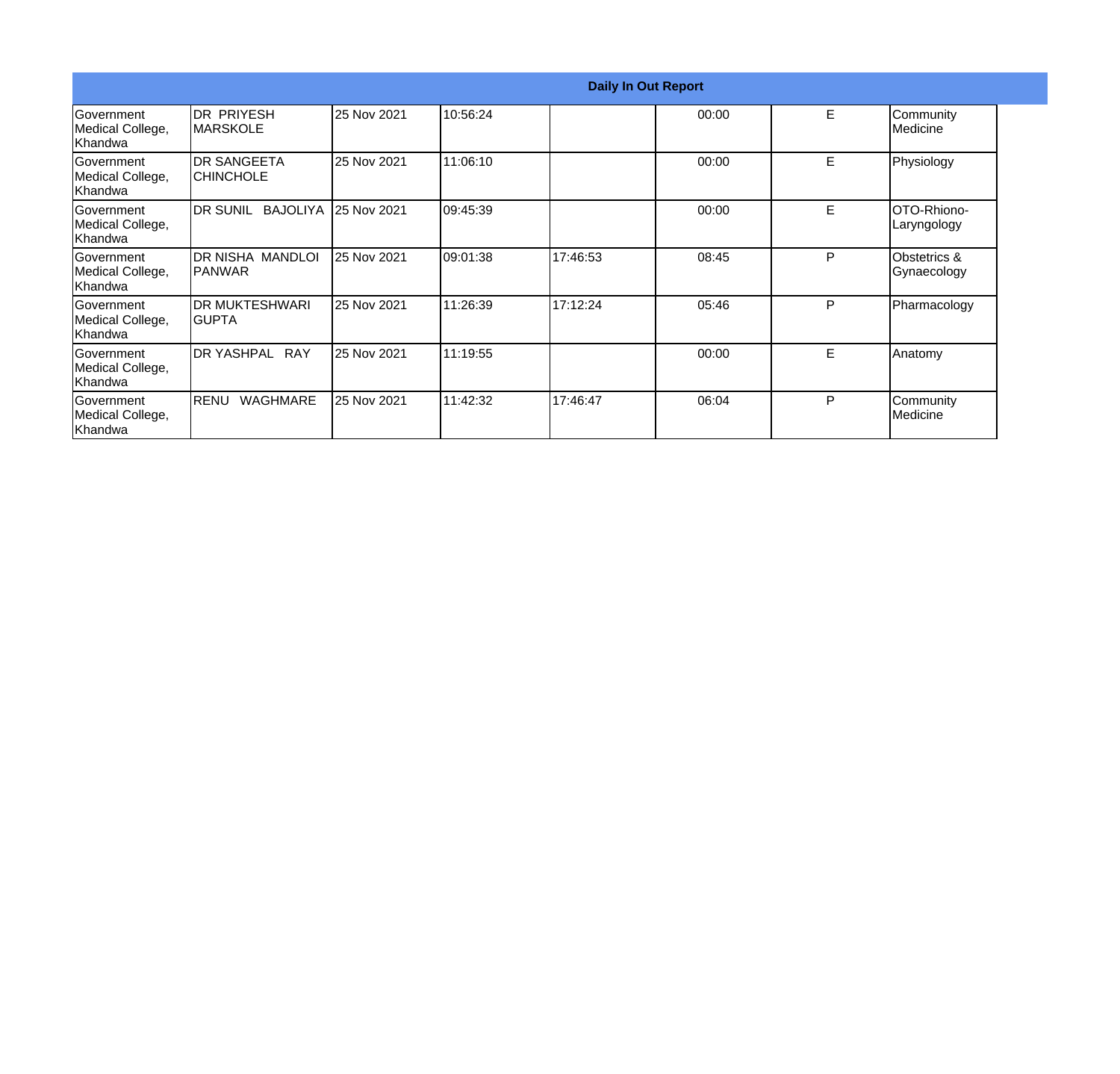| Daily In Out Report | | | | | | | |
|---|---|---|---|---|---|---|---|
| Government Medical College, Khandwa | DR PRIYESH MARSKOLE | 25 Nov 2021 | 10:56:24 | | 00:00 | E | Community Medicine |
| Government Medical College, Khandwa | DR SANGEETA CHINCHOLE | 25 Nov 2021 | 11:06:10 | | 00:00 | E | Physiology |
| Government Medical College, Khandwa | DR SUNIL BAJOLIYA | 25 Nov 2021 | 09:45:39 | | 00:00 | E | OTO-Rhiono-Laryngology |
| Government Medical College, Khandwa | DR NISHA MANDLOI PANWAR | 25 Nov 2021 | 09:01:38 | 17:46:53 | 08:45 | P | Obstetrics & Gynaecology |
| Government Medical College, Khandwa | DR MUKTESHWARI GUPTA | 25 Nov 2021 | 11:26:39 | 17:12:24 | 05:46 | P | Pharmacology |
| Government Medical College, Khandwa | DR YASHPAL RAY | 25 Nov 2021 | 11:19:55 | | 00:00 | E | Anatomy |
| Government Medical College, Khandwa | RENU WAGHMARE | 25 Nov 2021 | 11:42:32 | 17:46:47 | 06:04 | P | Community Medicine |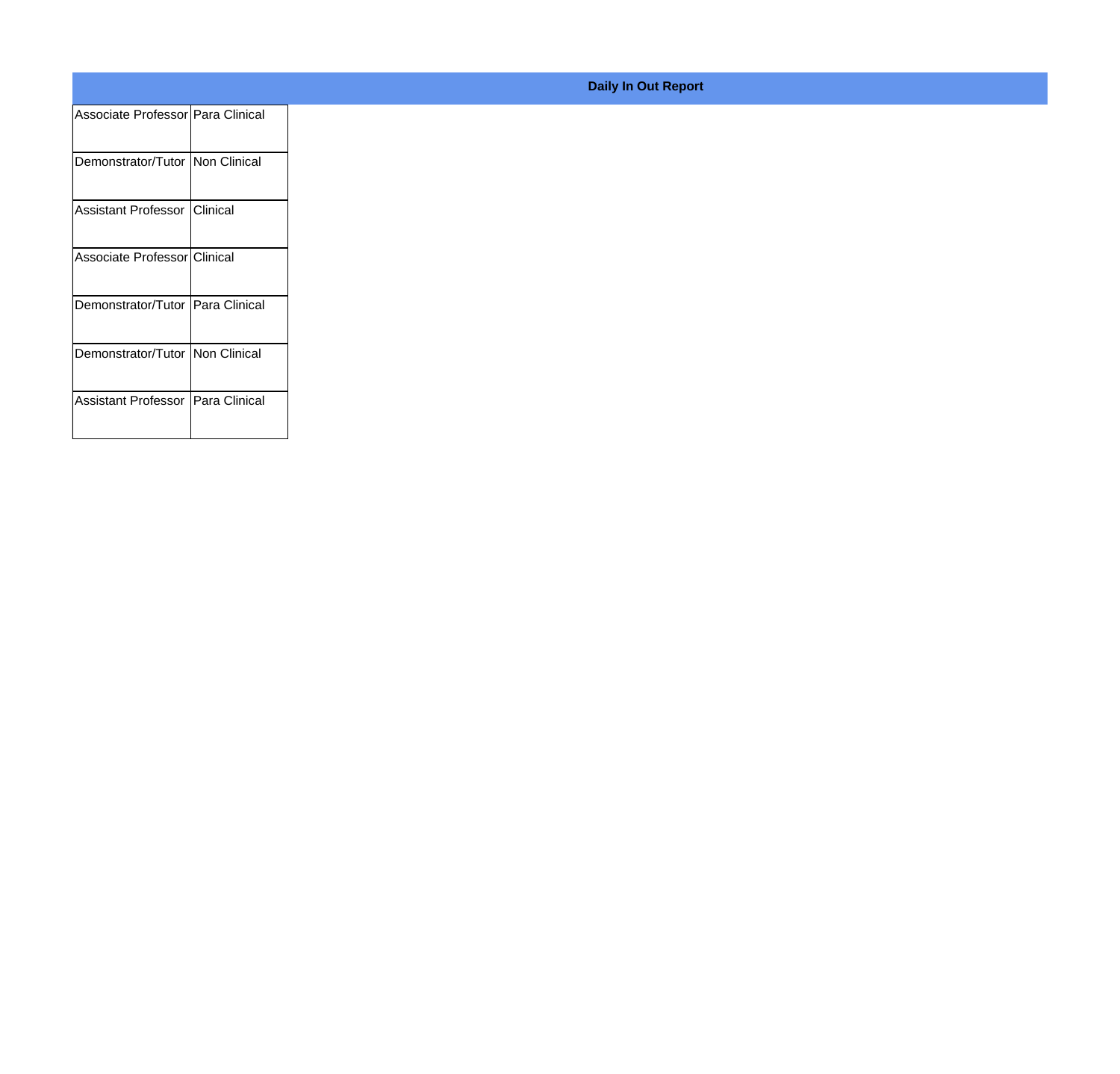**Daily In Out Report**

| | |
|---|---|
| Associate Professor | Para Clinical |
| Demonstrator/Tutor | Non Clinical |
| Assistant Professor | Clinical |
| Associate Professor | Clinical |
| Demonstrator/Tutor | Para Clinical |
| Demonstrator/Tutor | Non Clinical |
| Assistant Professor | Para Clinical |